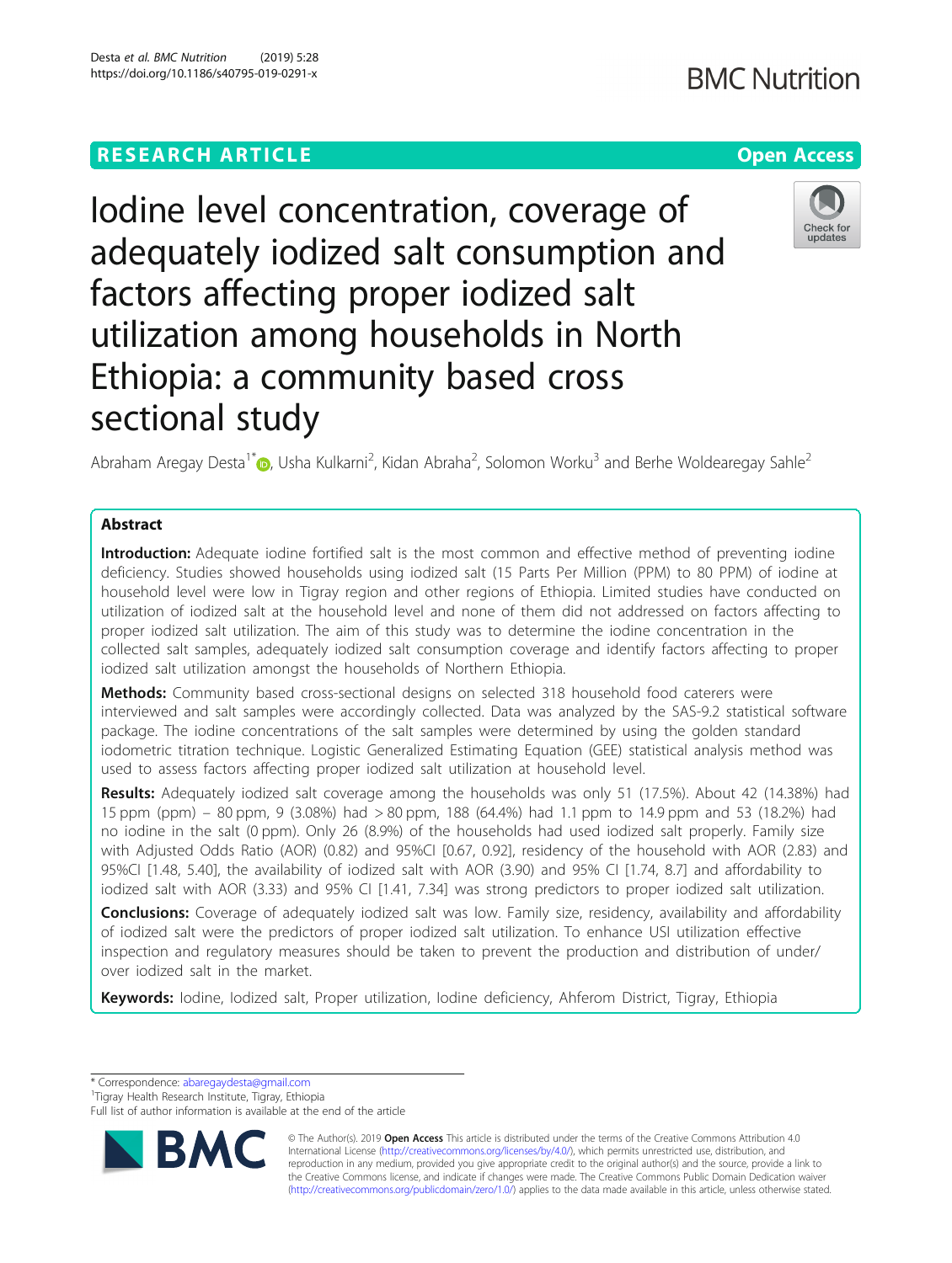RESEARCH ARTICLE

Open Access

# Iodine level concentration, coverage of adequately iodized salt consumption and factors affecting proper iodized salt utilization among households in North Ethiopia: a community based cross sectional study

Abraham Aregay Desta[1*], Usha Kulkarni[2], Kidan Abraha[2], Solomon Worku[3] and Berhe Woldearegay Sahle[2]

## Abstract

**Introduction:** Adequate iodine fortified salt is the most common and effective method of preventing iodine deficiency. Studies showed households using iodized salt (15 Parts Per Million (PPM) to 80 PPM) of iodine at household level were low in Tigray region and other regions of Ethiopia. Limited studies have conducted on utilization of iodized salt at the household level and none of them did not addressed on factors affecting to proper iodized salt utilization. The aim of this study was to determine the iodine concentration in the collected salt samples, adequately iodized salt consumption coverage and identify factors affecting to proper iodized salt utilization amongst the households of Northern Ethiopia.

**Methods:** Community based cross-sectional designs on selected 318 household food caterers were interviewed and salt samples were accordingly collected. Data was analyzed by the SAS-9.2 statistical software package. The iodine concentrations of the salt samples were determined by using the golden standard iodometric titration technique. Logistic Generalized Estimating Equation (GEE) statistical analysis method was used to assess factors affecting proper iodized salt utilization at household level.

**Results:** Adequately iodized salt coverage among the households was only 51 (17.5%). About 42 (14.38%) had 15 ppm (ppm) – 80 ppm, 9 (3.08%) had > 80 ppm, 188 (64.4%) had 1.1 ppm to 14.9 ppm and 53 (18.2%) had no iodine in the salt (0 ppm). Only 26 (8.9%) of the households had used iodized salt properly. Family size with Adjusted Odds Ratio (AOR) (0.82) and 95%CI [0.67, 0.92], residency of the household with AOR (2.83) and 95%CI [1.48, 5.40], the availability of iodized salt with AOR (3.90) and 95% CI [1.74, 8.7] and affordability to iodized salt with AOR (3.33) and 95% CI [1.41, 7.34] was strong predictors to proper iodized salt utilization.

**Conclusions:** Coverage of adequately iodized salt was low. Family size, residency, availability and affordability of iodized salt were the predictors of proper iodized salt utilization. To enhance USI utilization effective inspection and regulatory measures should be taken to prevent the production and distribution of under/over iodized salt in the market.

**Keywords:** Iodine, Iodized salt, Proper utilization, Iodine deficiency, Ahferom District, Tigray, Ethiopia

\* Correspondence: abaregaydesta@gmail.com
[1]Tigray Health Research Institute, Tigray, Ethiopia
Full list of author information is available at the end of the article

© The Author(s). 2019 **Open Access** This article is distributed under the terms of the Creative Commons Attribution 4.0 International License (http://creativecommons.org/licenses/by/4.0/), which permits unrestricted use, distribution, and reproduction in any medium, provided you give appropriate credit to the original author(s) and the source, provide a link to the Creative Commons license, and indicate if changes were made. The Creative Commons Public Domain Dedication waiver (http://creativecommons.org/publicdomain/zero/1.0/) applies to the data made available in this article, unless otherwise stated.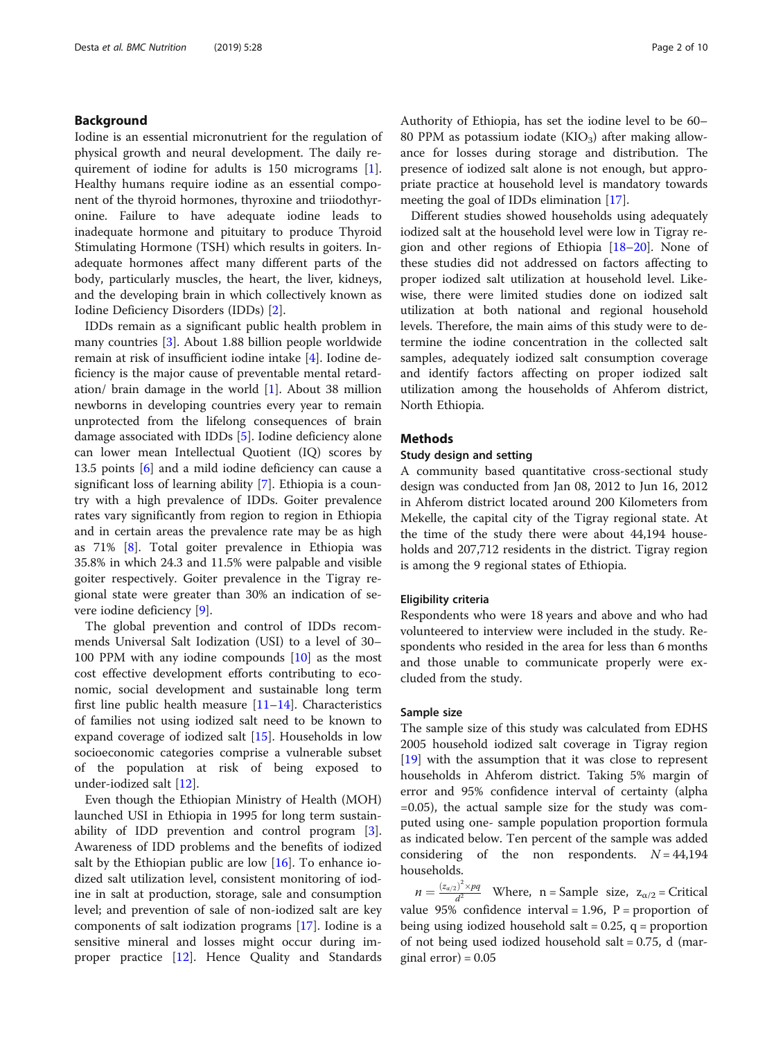## Background

Iodine is an essential micronutrient for the regulation of physical growth and neural development. The daily requirement of iodine for adults is 150 micrograms [1]. Healthy humans require iodine as an essential component of the thyroid hormones, thyroxine and triiodothyronine. Failure to have adequate iodine leads to inadequate hormone and pituitary to produce Thyroid Stimulating Hormone (TSH) which results in goiters. Inadequate hormones affect many different parts of the body, particularly muscles, the heart, the liver, kidneys, and the developing brain in which collectively known as Iodine Deficiency Disorders (IDDs) [2].

IDDs remain as a significant public health problem in many countries [3]. About 1.88 billion people worldwide remain at risk of insufficient iodine intake [4]. Iodine deficiency is the major cause of preventable mental retardation/ brain damage in the world [1]. About 38 million newborns in developing countries every year to remain unprotected from the lifelong consequences of brain damage associated with IDDs [5]. Iodine deficiency alone can lower mean Intellectual Quotient (IQ) scores by 13.5 points [6] and a mild iodine deficiency can cause a significant loss of learning ability [7]. Ethiopia is a country with a high prevalence of IDDs. Goiter prevalence rates vary significantly from region to region in Ethiopia and in certain areas the prevalence rate may be as high as 71% [8]. Total goiter prevalence in Ethiopia was 35.8% in which 24.3 and 11.5% were palpable and visible goiter respectively. Goiter prevalence in the Tigray regional state were greater than 30% an indication of severe iodine deficiency [9].

The global prevention and control of IDDs recommends Universal Salt Iodization (USI) to a level of 30–100 PPM with any iodine compounds [10] as the most cost effective development efforts contributing to economic, social development and sustainable long term first line public health measure [11–14]. Characteristics of families not using iodized salt need to be known to expand coverage of iodized salt [15]. Households in low socioeconomic categories comprise a vulnerable subset of the population at risk of being exposed to under-iodized salt [12].

Even though the Ethiopian Ministry of Health (MOH) launched USI in Ethiopia in 1995 for long term sustainability of IDD prevention and control program [3]. Awareness of IDD problems and the benefits of iodized salt by the Ethiopian public are low [16]. To enhance iodized salt utilization level, consistent monitoring of iodine in salt at production, storage, sale and consumption level; and prevention of sale of non-iodized salt are key components of salt iodization programs [17]. Iodine is a sensitive mineral and losses might occur during improper practice [12]. Hence Quality and Standards Authority of Ethiopia, has set the iodine level to be 60–80 PPM as potassium iodate ($KIO_3$) after making allowance for losses during storage and distribution. The presence of iodized salt alone is not enough, but appropriate practice at household level is mandatory towards meeting the goal of IDDs elimination [17].

Different studies showed households using adequately iodized salt at the household level were low in Tigray region and other regions of Ethiopia [18–20]. None of these studies did not addressed on factors affecting to proper iodized salt utilization at household level. Likewise, there were limited studies done on iodized salt utilization at both national and regional household levels. Therefore, the main aims of this study were to determine the iodine concentration in the collected salt samples, adequately iodized salt consumption coverage and identify factors affecting on proper iodized salt utilization among the households of Ahferom district, North Ethiopia.

## Methods

### Study design and setting

A community based quantitative cross-sectional study design was conducted from Jan 08, 2012 to Jun 16, 2012 in Ahferom district located around 200 Kilometers from Mekelle, the capital city of the Tigray regional state. At the time of the study there were about 44,194 households and 207,712 residents in the district. Tigray region is among the 9 regional states of Ethiopia.

### Eligibility criteria

Respondents who were 18 years and above and who had volunteered to interview were included in the study. Respondents who resided in the area for less than 6 months and those unable to communicate properly were excluded from the study.

### Sample size

The sample size of this study was calculated from EDHS 2005 household iodized salt coverage in Tigray region [19] with the assumption that it was close to represent households in Ahferom district. Taking 5% margin of error and 95% confidence interval of certainty (alpha =0.05), the actual sample size for the study was computed using one- sample population proportion formula as indicated below. Ten percent of the sample was added considering of the non respondents. $N = 44{,}194$ households.

$n = \frac{(z_{\alpha/2})^2 \times pq}{d^2}$ Where, n = Sample size, $z_{\alpha/2}$ = Critical value 95% confidence interval = 1.96, P = proportion of being using iodized household salt = 0.25, q = proportion of not being used iodized household salt = 0.75, d (marginal error) = 0.05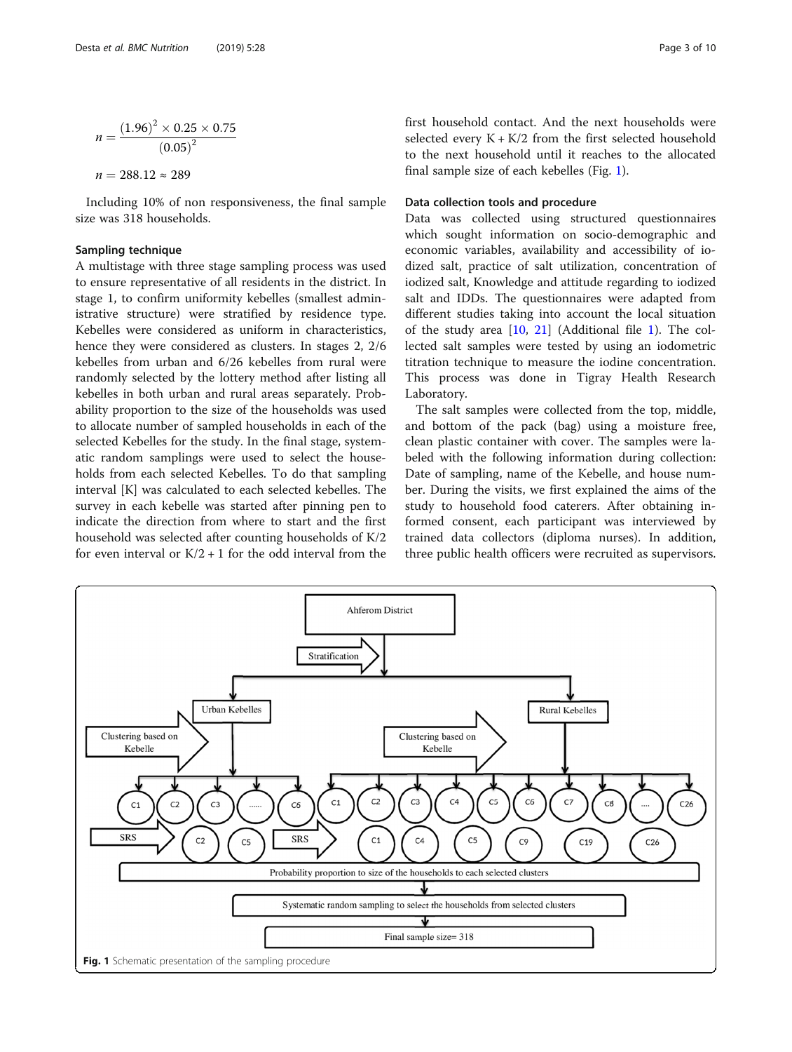$$n = \frac{(1.96)^2 \times 0.25 \times 0.75}{(0.05)^2}$$

$$n = 288.12 \approx 289$$

Including 10% of non responsiveness, the final sample size was 318 households.

### Sampling technique

A multistage with three stage sampling process was used to ensure representative of all residents in the district. In stage 1, to confirm uniformity kebelles (smallest administrative structure) were stratified by residence type. Kebelles were considered as uniform in characteristics, hence they were considered as clusters. In stages 2, 2/6 kebelles from urban and 6/26 kebelles from rural were randomly selected by the lottery method after listing all kebelles in both urban and rural areas separately. Probability proportion to the size of the households was used to allocate number of sampled households in each of the selected Kebelles for the study. In the final stage, systematic random samplings were used to select the households from each selected Kebelles. To do that sampling interval [K] was calculated to each selected kebelles. The survey in each kebelle was started after pinning pen to indicate the direction from where to start and the first household was selected after counting households of K/2 for even interval or K/2 + 1 for the odd interval from the first household contact. And the next households were selected every K + K/2 from the first selected household to the next household until it reaches to the allocated final sample size of each kebelles (Fig. 1).

### Data collection tools and procedure

Data was collected using structured questionnaires which sought information on socio-demographic and economic variables, availability and accessibility of iodized salt, practice of salt utilization, concentration of iodized salt, Knowledge and attitude regarding to iodized salt and IDDs. The questionnaires were adapted from different studies taking into account the local situation of the study area [10, 21] (Additional file 1). The collected salt samples were tested by using an iodometric titration technique to measure the iodine concentration. This process was done in Tigray Health Research Laboratory.

The salt samples were collected from the top, middle, and bottom of the pack (bag) using a moisture free, clean plastic container with cover. The samples were labeled with the following information during collection: Date of sampling, name of the Kebelle, and house number. During the visits, we first explained the aims of the study to household food caterers. After obtaining informed consent, each participant was interviewed by trained data collectors (diploma nurses). In addition, three public health officers were recruited as supervisors.

**Fig. 1** Schematic presentation of the sampling procedure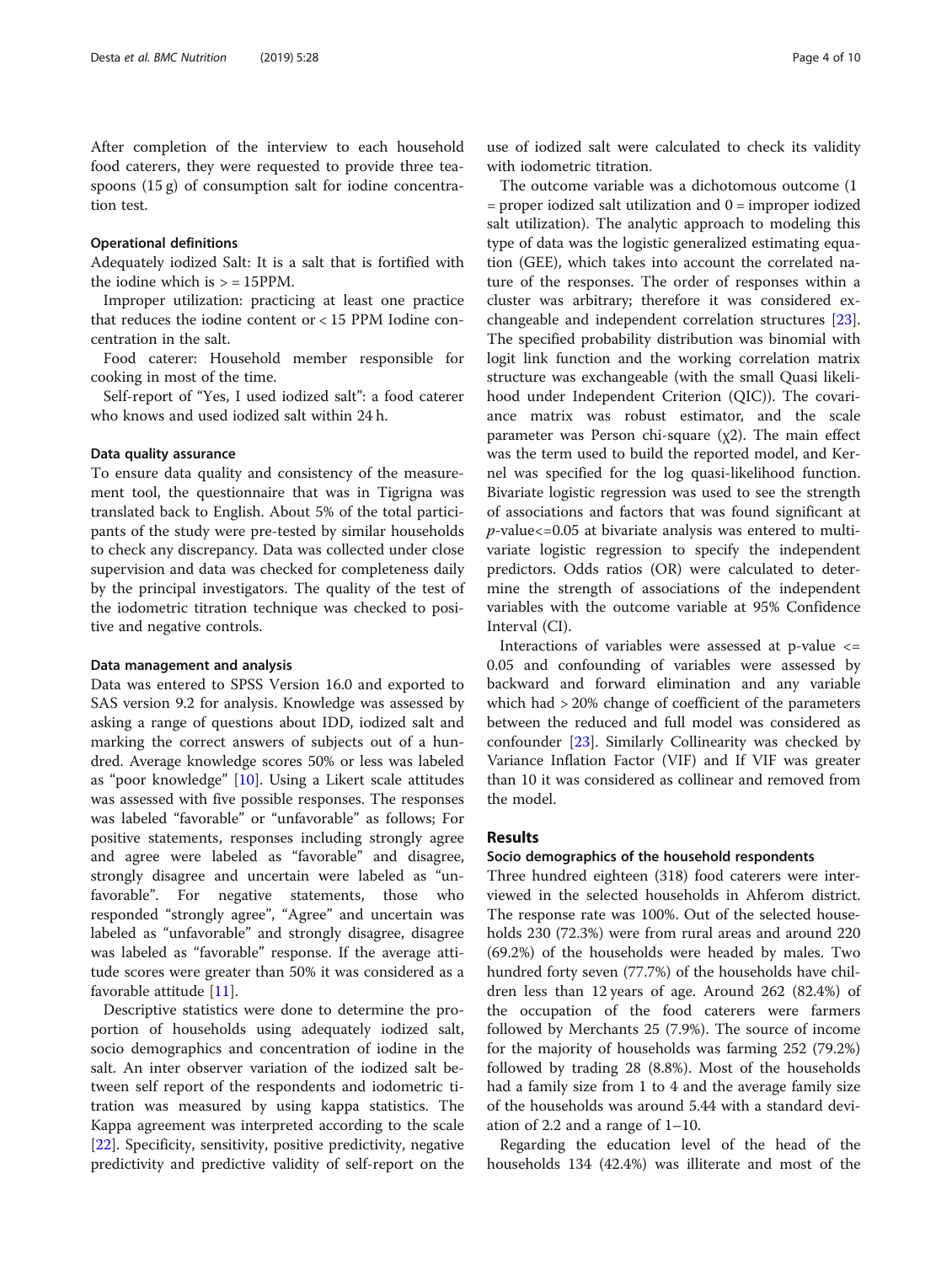After completion of the interview to each household food caterers, they were requested to provide three teaspoons (15 g) of consumption salt for iodine concentration test.

### Operational definitions

Adequately iodized Salt: It is a salt that is fortified with the iodine which is > = 15PPM.

Improper utilization: practicing at least one practice that reduces the iodine content or < 15 PPM Iodine concentration in the salt.

Food caterer: Household member responsible for cooking in most of the time.

Self-report of "Yes, I used iodized salt": a food caterer who knows and used iodized salt within 24 h.

### Data quality assurance

To ensure data quality and consistency of the measurement tool, the questionnaire that was in Tigrigna was translated back to English. About 5% of the total participants of the study were pre-tested by similar households to check any discrepancy. Data was collected under close supervision and data was checked for completeness daily by the principal investigators. The quality of the test of the iodometric titration technique was checked to positive and negative controls.

### Data management and analysis

Data was entered to SPSS Version 16.0 and exported to SAS version 9.2 for analysis. Knowledge was assessed by asking a range of questions about IDD, iodized salt and marking the correct answers of subjects out of a hundred. Average knowledge scores 50% or less was labeled as "poor knowledge" [10]. Using a Likert scale attitudes was assessed with five possible responses. The responses was labeled "favorable" or "unfavorable" as follows; For positive statements, responses including strongly agree and agree were labeled as "favorable" and disagree, strongly disagree and uncertain were labeled as "unfavorable". For negative statements, those who responded "strongly agree", "Agree" and uncertain was labeled as "unfavorable" and strongly disagree, disagree was labeled as "favorable" response. If the average attitude scores were greater than 50% it was considered as a favorable attitude [11].

Descriptive statistics were done to determine the proportion of households using adequately iodized salt, socio demographics and concentration of iodine in the salt. An inter observer variation of the iodized salt between self report of the respondents and iodometric titration was measured by using kappa statistics. The Kappa agreement was interpreted according to the scale [22]. Specificity, sensitivity, positive predictivity, negative predictivity and predictive validity of self-report on the use of iodized salt were calculated to check its validity with iodometric titration.

The outcome variable was a dichotomous outcome (1 = proper iodized salt utilization and 0 = improper iodized salt utilization). The analytic approach to modeling this type of data was the logistic generalized estimating equation (GEE), which takes into account the correlated nature of the responses. The order of responses within a cluster was arbitrary; therefore it was considered exchangeable and independent correlation structures [23]. The specified probability distribution was binomial with logit link function and the working correlation matrix structure was exchangeable (with the small Quasi likelihood under Independent Criterion (QIC)). The covariance matrix was robust estimator, and the scale parameter was Person chi-square ($\chi 2$). The main effect was the term used to build the reported model, and Kernel was specified for the log quasi-likelihood function. Bivariate logistic regression was used to see the strength of associations and factors that was found significant at $p$-value<=0.05 at bivariate analysis was entered to multivariate logistic regression to specify the independent predictors. Odds ratios (OR) were calculated to determine the strength of associations of the independent variables with the outcome variable at 95% Confidence Interval (CI).

Interactions of variables were assessed at p-value <= 0.05 and confounding of variables were assessed by backward and forward elimination and any variable which had > 20% change of coefficient of the parameters between the reduced and full model was considered as confounder [23]. Similarly Collinearity was checked by Variance Inflation Factor (VIF) and If VIF was greater than 10 it was considered as collinear and removed from the model.

## Results

### Socio demographics of the household respondents

Three hundred eighteen (318) food caterers were interviewed in the selected households in Ahferom district. The response rate was 100%. Out of the selected households 230 (72.3%) were from rural areas and around 220 (69.2%) of the households were headed by males. Two hundred forty seven (77.7%) of the households have children less than 12 years of age. Around 262 (82.4%) of the occupation of the food caterers were farmers followed by Merchants 25 (7.9%). The source of income for the majority of households was farming 252 (79.2%) followed by trading 28 (8.8%). Most of the households had a family size from 1 to 4 and the average family size of the households was around 5.44 with a standard deviation of 2.2 and a range of 1–10.

Regarding the education level of the head of the households 134 (42.4%) was illiterate and most of the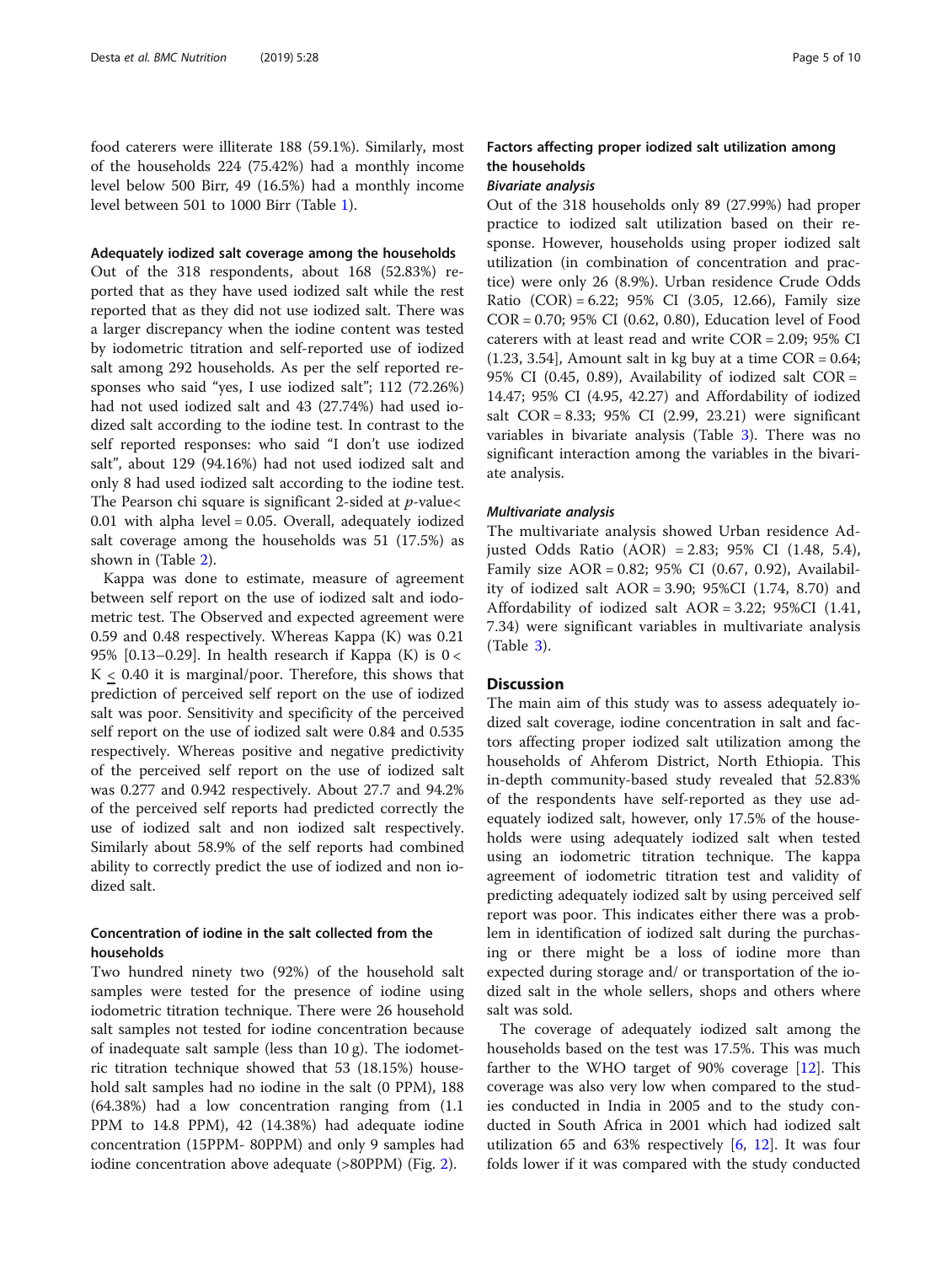food caterers were illiterate 188 (59.1%). Similarly, most of the households 224 (75.42%) had a monthly income level below 500 Birr, 49 (16.5%) had a monthly income level between 501 to 1000 Birr (Table 1).

### Adequately iodized salt coverage among the households

Out of the 318 respondents, about 168 (52.83%) reported that as they have used iodized salt while the rest reported that as they did not use iodized salt. There was a larger discrepancy when the iodine content was tested by iodometric titration and self-reported use of iodized salt among 292 households. As per the self reported responses who said "yes, I use iodized salt"; 112 (72.26%) had not used iodized salt and 43 (27.74%) had used iodized salt according to the iodine test. In contrast to the self reported responses: who said "I don't use iodized salt", about 129 (94.16%) had not used iodized salt and only 8 had used iodized salt according to the iodine test. The Pearson chi square is significant 2-sided at $p$-value< 0.01 with alpha level = 0.05. Overall, adequately iodized salt coverage among the households was 51 (17.5%) as shown in (Table 2).

Kappa was done to estimate, measure of agreement between self report on the use of iodized salt and iodometric test. The Observed and expected agreement were 0.59 and 0.48 respectively. Whereas Kappa (K) was 0.21 95% [0.13–0.29]. In health research if Kappa (K) is $0 < K \leq 0.40$ it is marginal/poor. Therefore, this shows that prediction of perceived self report on the use of iodized salt was poor. Sensitivity and specificity of the perceived self report on the use of iodized salt were 0.84 and 0.535 respectively. Whereas positive and negative predictivity of the perceived self report on the use of iodized salt was 0.277 and 0.942 respectively. About 27.7 and 94.2% of the perceived self reports had predicted correctly the use of iodized salt and non iodized salt respectively. Similarly about 58.9% of the self reports had combined ability to correctly predict the use of iodized and non iodized salt.

### Concentration of iodine in the salt collected from the households

Two hundred ninety two (92%) of the household salt samples were tested for the presence of iodine using iodometric titration technique. There were 26 household salt samples not tested for iodine concentration because of inadequate salt sample (less than 10 g). The iodometric titration technique showed that 53 (18.15%) household salt samples had no iodine in the salt (0 PPM), 188 (64.38%) had a low concentration ranging from (1.1 PPM to 14.8 PPM), 42 (14.38%) had adequate iodine concentration (15PPM- 80PPM) and only 9 samples had iodine concentration above adequate (>80PPM) (Fig. 2).

### Factors affecting proper iodized salt utilization among the households

#### *Bivariate analysis*

Out of the 318 households only 89 (27.99%) had proper practice to iodized salt utilization based on their response. However, households using proper iodized salt utilization (in combination of concentration and practice) were only 26 (8.9%). Urban residence Crude Odds Ratio (COR) = 6.22; 95% CI (3.05, 12.66), Family size COR = 0.70; 95% CI (0.62, 0.80), Education level of Food caterers with at least read and write COR = 2.09; 95% CI (1.23, 3.54], Amount salt in kg buy at a time COR = 0.64; 95% CI (0.45, 0.89), Availability of iodized salt COR = 14.47; 95% CI (4.95, 42.27) and Affordability of iodized salt COR = 8.33; 95% CI (2.99, 23.21) were significant variables in bivariate analysis (Table 3). There was no significant interaction among the variables in the bivariate analysis.

#### *Multivariate analysis*

The multivariate analysis showed Urban residence Adjusted Odds Ratio (AOR) = 2.83; 95% CI (1.48, 5.4), Family size AOR = 0.82; 95% CI (0.67, 0.92), Availability of iodized salt AOR = 3.90; 95%CI (1.74, 8.70) and Affordability of iodized salt AOR = 3.22; 95%CI (1.41, 7.34) were significant variables in multivariate analysis (Table 3).

## Discussion

The main aim of this study was to assess adequately iodized salt coverage, iodine concentration in salt and factors affecting proper iodized salt utilization among the households of Ahferom District, North Ethiopia. This in-depth community-based study revealed that 52.83% of the respondents have self-reported as they use adequately iodized salt, however, only 17.5% of the households were using adequately iodized salt when tested using an iodometric titration technique. The kappa agreement of iodometric titration test and validity of predicting adequately iodized salt by using perceived self report was poor. This indicates either there was a problem in identification of iodized salt during the purchasing or there might be a loss of iodine more than expected during storage and/ or transportation of the iodized salt in the whole sellers, shops and others where salt was sold.

The coverage of adequately iodized salt among the households based on the test was 17.5%. This was much farther to the WHO target of 90% coverage [12]. This coverage was also very low when compared to the studies conducted in India in 2005 and to the study conducted in South Africa in 2001 which had iodized salt utilization 65 and 63% respectively [6, 12]. It was four folds lower if it was compared with the study conducted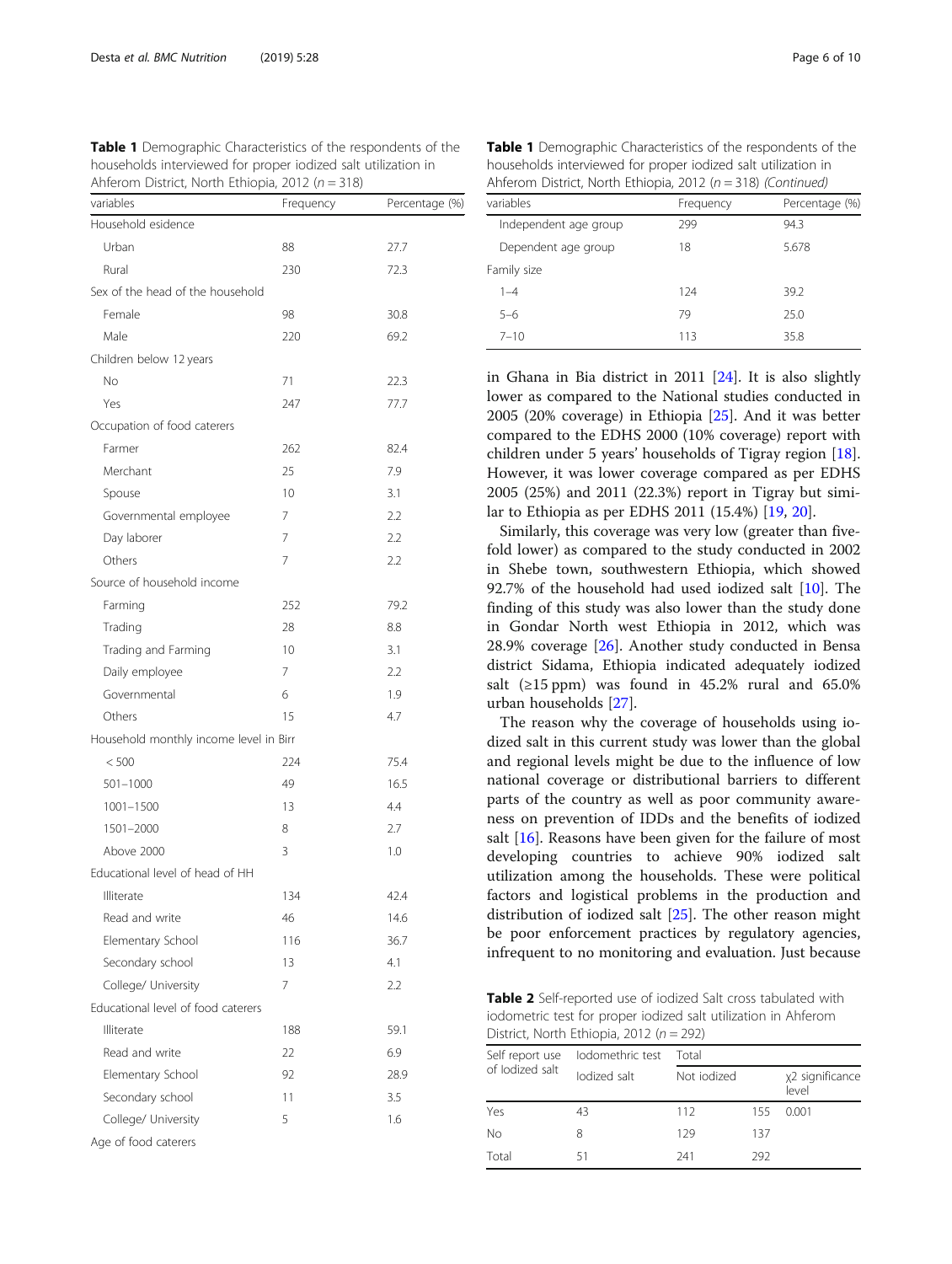**Table 1** Demographic Characteristics of the respondents of the households interviewed for proper iodized salt utilization in Ahferom District, North Ethiopia, 2012 ($n = 318$)

| variables | Frequency | Percentage (%) |
|---|---|---|
| Household esidence | | |
| Urban | 88 | 27.7 |
| Rural | 230 | 72.3 |
| Sex of the head of the household | | |
| Female | 98 | 30.8 |
| Male | 220 | 69.2 |
| Children below 12 years | | |
| No | 71 | 22.3 |
| Yes | 247 | 77.7 |
| Occupation of food caterers | | |
| Farmer | 262 | 82.4 |
| Merchant | 25 | 7.9 |
| Spouse | 10 | 3.1 |
| Governmental employee | 7 | 2.2 |
| Day laborer | 7 | 2.2 |
| Others | 7 | 2.2 |
| Source of household income | | |
| Farming | 252 | 79.2 |
| Trading | 28 | 8.8 |
| Trading and Farming | 10 | 3.1 |
| Daily employee | 7 | 2.2 |
| Governmental | 6 | 1.9 |
| Others | 15 | 4.7 |
| Household monthly income level in Birr | | |
| < 500 | 224 | 75.4 |
| 501–1000 | 49 | 16.5 |
| 1001–1500 | 13 | 4.4 |
| 1501–2000 | 8 | 2.7 |
| Above 2000 | 3 | 1.0 |
| Educational level of head of HH | | |
| Illiterate | 134 | 42.4 |
| Read and write | 46 | 14.6 |
| Elementary School | 116 | 36.7 |
| Secondary school | 13 | 4.1 |
| College/ University | 7 | 2.2 |
| Educational level of food caterers | | |
| Illiterate | 188 | 59.1 |
| Read and write | 22 | 6.9 |
| Elementary School | 92 | 28.9 |
| Secondary school | 11 | 3.5 |
| College/ University | 5 | 1.6 |
| Age of food caterers | | |
| Independent age group | 299 | 94.3 |
| Dependent age group | 18 | 5.678 |
| Family size | | |
| 1–4 | 124 | 39.2 |
| 5–6 | 79 | 25.0 |
| 7–10 | 113 | 35.8 |

in Ghana in Bia district in 2011 [24]. It is also slightly lower as compared to the National studies conducted in 2005 (20% coverage) in Ethiopia [25]. And it was better compared to the EDHS 2000 (10% coverage) report with children under 5 years' households of Tigray region [18]. However, it was lower coverage compared as per EDHS 2005 (25%) and 2011 (22.3%) report in Tigray but similar to Ethiopia as per EDHS 2011 (15.4%) [19, 20].

Similarly, this coverage was very low (greater than five-fold lower) as compared to the study conducted in 2002 in Shebe town, southwestern Ethiopia, which showed 92.7% of the household had used iodized salt [10]. The finding of this study was also lower than the study done in Gondar North west Ethiopia in 2012, which was 28.9% coverage [26]. Another study conducted in Bensa district Sidama, Ethiopia indicated adequately iodized salt (≥15 ppm) was found in 45.2% rural and 65.0% urban households [27].

The reason why the coverage of households using iodized salt in this current study was lower than the global and regional levels might be due to the influence of low national coverage or distributional barriers to different parts of the country as well as poor community awareness on prevention of IDDs and the benefits of iodized salt [16]. Reasons have been given for the failure of most developing countries to achieve 90% iodized salt utilization among the households. These were political factors and logistical problems in the production and distribution of iodized salt [25]. The other reason might be poor enforcement practices by regulatory agencies, infrequent to no monitoring and evaluation. Just because

**Table 2** Self-reported use of iodized Salt cross tabulated with iodometric test for proper iodized salt utilization in Ahferom District, North Ethiopia, 2012 ($n = 292$)

| Self report use of Iodized salt | Iodomethric test | | Total | |
|---|---|---|---|---|
| | Iodized salt | Not iodized | | $\chi^2$ significance level |
| Yes | 43 | 112 | 155 | 0.001 |
| No | 8 | 129 | 137 | |
| Total | 51 | 241 | 292 | |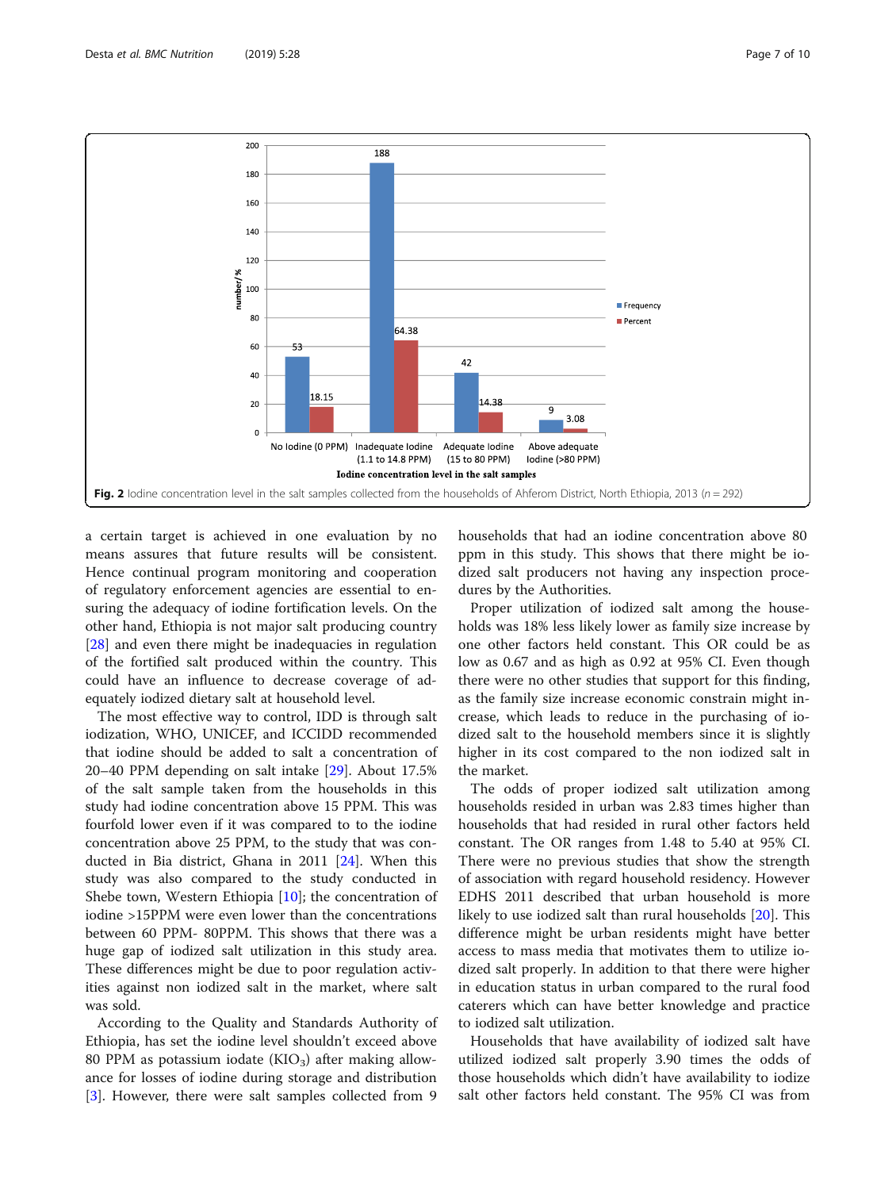Fig. 2 Iodine concentration level in the salt samples collected from the households of Ahferom District, North Ethiopia, 2013 (*n* = 292)

a certain target is achieved in one evaluation by no means assures that future results will be consistent. Hence continual program monitoring and cooperation of regulatory enforcement agencies are essential to ensuring the adequacy of iodine fortification levels. On the other hand, Ethiopia is not major salt producing country [28] and even there might be inadequacies in regulation of the fortified salt produced within the country. This could have an influence to decrease coverage of adequately iodized dietary salt at household level.

The most effective way to control, IDD is through salt iodization, WHO, UNICEF, and ICCIDD recommended that iodine should be added to salt a concentration of 20–40 PPM depending on salt intake [29]. About 17.5% of the salt sample taken from the households in this study had iodine concentration above 15 PPM. This was fourfold lower even if it was compared to to the iodine concentration above 25 PPM, to the study that was conducted in Bia district, Ghana in 2011 [24]. When this study was also compared to the study conducted in Shebe town, Western Ethiopia [10]; the concentration of iodine >15PPM were even lower than the concentrations between 60 PPM- 80PPM. This shows that there was a huge gap of iodized salt utilization in this study area. These differences might be due to poor regulation activities against non iodized salt in the market, where salt was sold.

According to the Quality and Standards Authority of Ethiopia, has set the iodine level shouldn't exceed above 80 PPM as potassium iodate ($KIO_3$) after making allowance for losses of iodine during storage and distribution [3]. However, there were salt samples collected from 9 households that had an iodine concentration above 80 ppm in this study. This shows that there might be iodized salt producers not having any inspection procedures by the Authorities.

Proper utilization of iodized salt among the households was 18% less likely lower as family size increase by one other factors held constant. This OR could be as low as 0.67 and as high as 0.92 at 95% CI. Even though there were no other studies that support for this finding, as the family size increase economic constrain might increase, which leads to reduce in the purchasing of iodized salt to the household members since it is slightly higher in its cost compared to the non iodized salt in the market.

The odds of proper iodized salt utilization among households resided in urban was 2.83 times higher than households that had resided in rural other factors held constant. The OR ranges from 1.48 to 5.40 at 95% CI. There were no previous studies that show the strength of association with regard household residency. However EDHS 2011 described that urban household is more likely to use iodized salt than rural households [20]. This difference might be urban residents might have better access to mass media that motivates them to utilize iodized salt properly. In addition to that there were higher in education status in urban compared to the rural food caterers which can have better knowledge and practice to iodized salt utilization.

Households that have availability of iodized salt have utilized iodized salt properly 3.90 times the odds of those households which didn't have availability to iodize salt other factors held constant. The 95% CI was from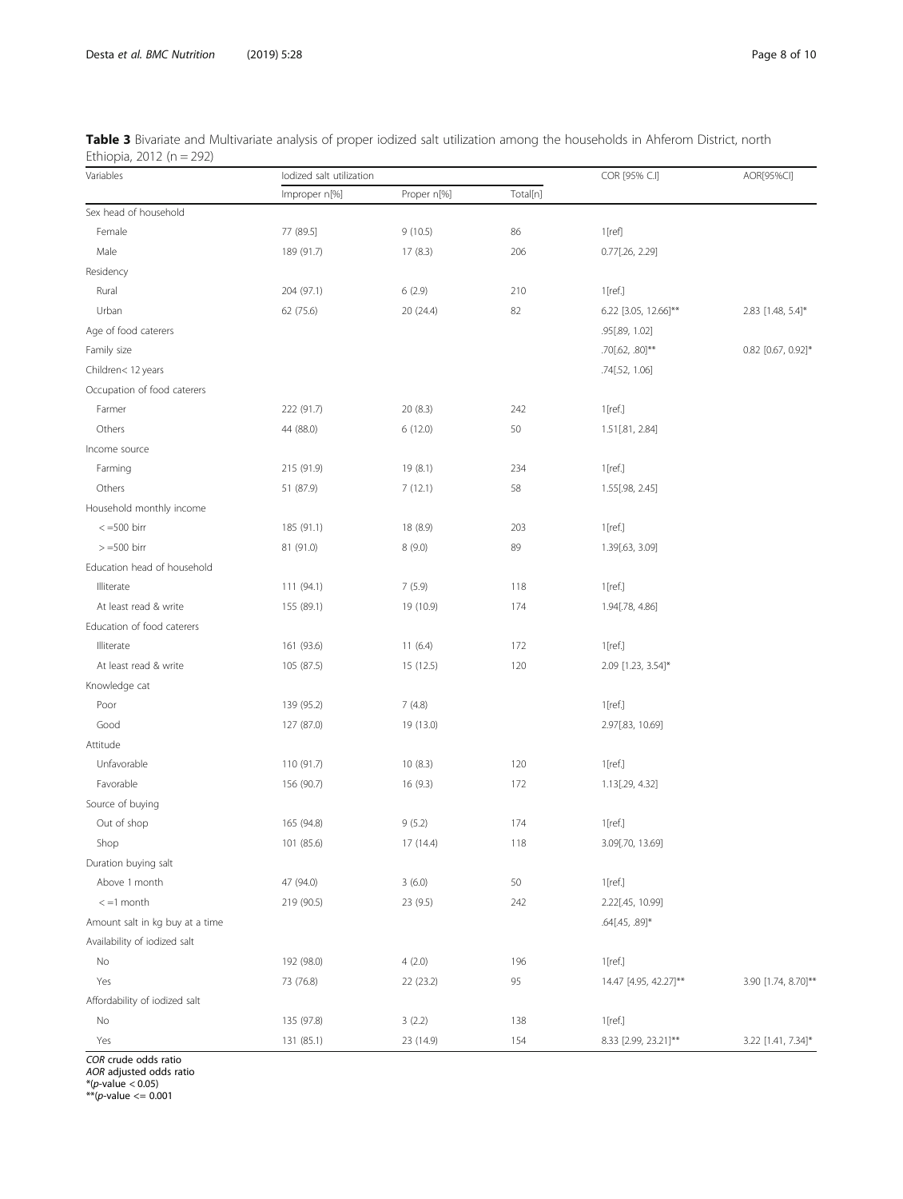**Table 3** Bivariate and Multivariate analysis of proper iodized salt utilization among the households in Ahferom District, north Ethiopia, 2012 (n = 292)

| Variables | Iodized salt utilization | | | COR [95% C.I] | AOR[95%CI] |
|---|---|---|---|---|---|
| | Improper n[%] | Proper n[%] | Total[n] | | |
| Sex head of household | | | | | |
| Female | 77 (89.5] | 9 (10.5) | 86 | 1[ref] | |
| Male | 189 (91.7) | 17 (8.3) | 206 | 0.77[.26, 2.29] | |
| Residency | | | | | |
| Rural | 204 (97.1) | 6 (2.9) | 210 | 1[ref.] | |
| Urban | 62 (75.6) | 20 (24.4) | 82 | 6.22 [3.05, 12.66]** | 2.83 [1.48, 5.4]* |
| Age of food caterers | | | | .95[.89, 1.02] | |
| Family size | | | | .70[.62, .80]** | 0.82 [0.67, 0.92]* |
| Children< 12 years | | | | .74[.52, 1.06] | |
| Occupation of food caterers | | | | | |
| Farmer | 222 (91.7) | 20 (8.3) | 242 | 1[ref.] | |
| Others | 44 (88.0) | 6 (12.0) | 50 | 1.51[.81, 2.84] | |
| Income source | | | | | |
| Farming | 215 (91.9) | 19 (8.1) | 234 | 1[ref.] | |
| Others | 51 (87.9) | 7 (12.1) | 58 | 1.55[.98, 2.45] | |
| Household monthly income | | | | | |
| < =500 birr | 185 (91.1) | 18 (8.9) | 203 | 1[ref.] | |
| > =500 birr | 81 (91.0) | 8 (9.0) | 89 | 1.39[.63, 3.09] | |
| Education head of household | | | | | |
| Illiterate | 111 (94.1) | 7 (5.9) | 118 | 1[ref.] | |
| At least read & write | 155 (89.1) | 19 (10.9) | 174 | 1.94[.78, 4.86] | |
| Education of food caterers | | | | | |
| Illiterate | 161 (93.6) | 11 (6.4) | 172 | 1[ref.] | |
| At least read & write | 105 (87.5) | 15 (12.5) | 120 | 2.09 [1.23, 3.54]* | |
| Knowledge cat | | | | | |
| Poor | 139 (95.2) | 7 (4.8) | | 1[ref.] | |
| Good | 127 (87.0) | 19 (13.0) | | 2.97[.83, 10.69] | |
| Attitude | | | | | |
| Unfavorable | 110 (91.7) | 10 (8.3) | 120 | 1[ref.] | |
| Favorable | 156 (90.7) | 16 (9.3) | 172 | 1.13[.29, 4.32] | |
| Source of buying | | | | | |
| Out of shop | 165 (94.8) | 9 (5.2) | 174 | 1[ref.] | |
| Shop | 101 (85.6) | 17 (14.4) | 118 | 3.09[.70, 13.69] | |
| Duration buying salt | | | | | |
| Above 1 month | 47 (94.0) | 3 (6.0) | 50 | 1[ref.] | |
| < =1 month | 219 (90.5) | 23 (9.5) | 242 | 2.22[.45, 10.99] | |
| Amount salt in kg buy at a time | | | | .64[.45, .89]* | |
| Availability of iodized salt | | | | | |
| No | 192 (98.0) | 4 (2.0) | 196 | 1[ref.] | |
| Yes | 73 (76.8) | 22 (23.2) | 95 | 14.47 [4.95, 42.27]** | 3.90 [1.74, 8.70]** |
| Affordability of iodized salt | | | | | |
| No | 135 (97.8) | 3 (2.2) | 138 | 1[ref.] | |
| Yes | 131 (85.1) | 23 (14.9) | 154 | 8.33 [2.99, 23.21]** | 3.22 [1.41, 7.34]* |

*COR* crude odds ratio
*AOR* adjusted odds ratio
*(*p*-value < 0.05)
**(*p*-value <= 0.001)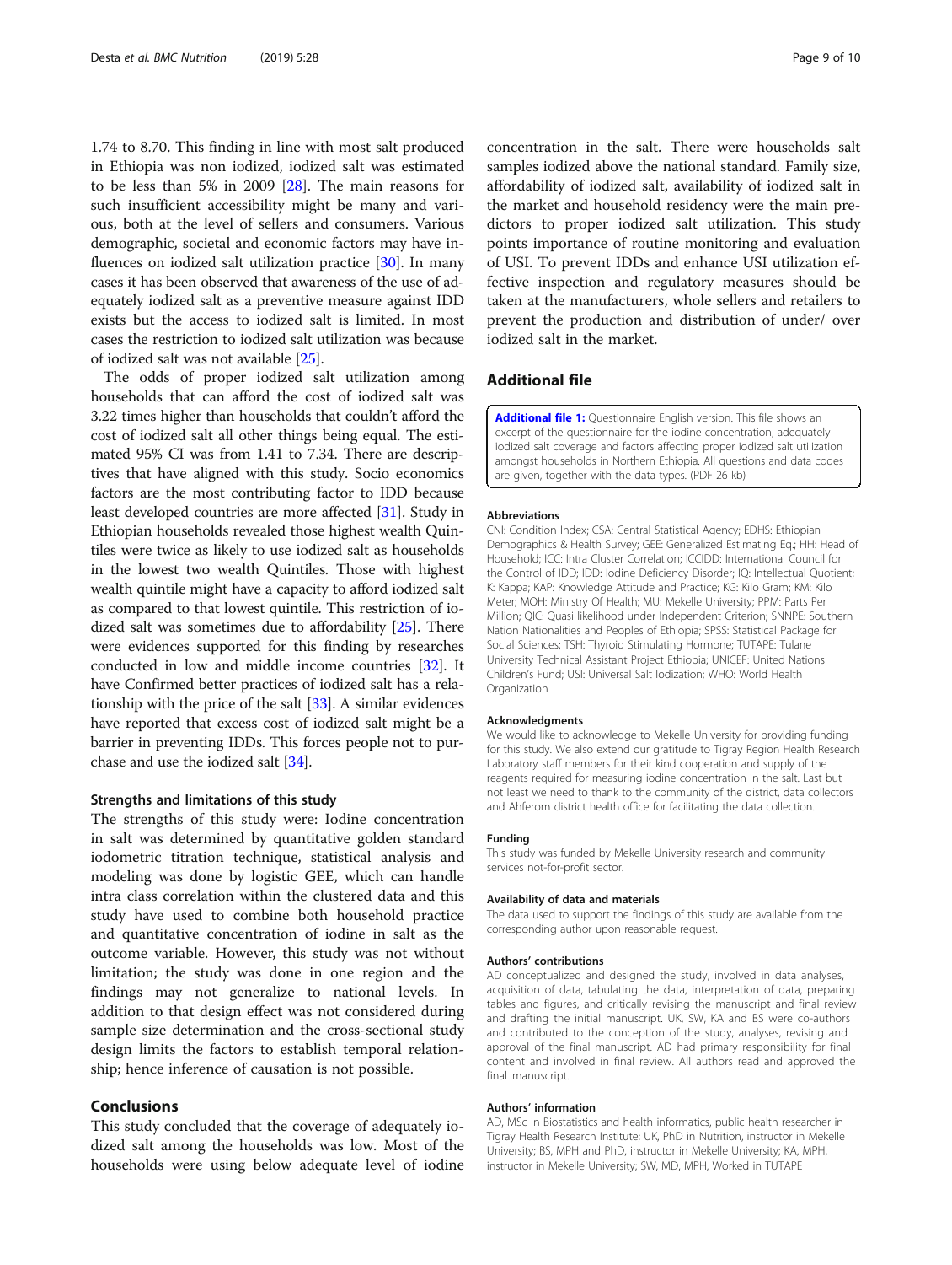1.74 to 8.70. This finding in line with most salt produced in Ethiopia was non iodized, iodized salt was estimated to be less than 5% in 2009 [28]. The main reasons for such insufficient accessibility might be many and various, both at the level of sellers and consumers. Various demographic, societal and economic factors may have influences on iodized salt utilization practice [30]. In many cases it has been observed that awareness of the use of adequately iodized salt as a preventive measure against IDD exists but the access to iodized salt is limited. In most cases the restriction to iodized salt utilization was because of iodized salt was not available [25].

The odds of proper iodized salt utilization among households that can afford the cost of iodized salt was 3.22 times higher than households that couldn't afford the cost of iodized salt all other things being equal. The estimated 95% CI was from 1.41 to 7.34. There are descriptives that have aligned with this study. Socio economics factors are the most contributing factor to IDD because least developed countries are more affected [31]. Study in Ethiopian households revealed those highest wealth Quintiles were twice as likely to use iodized salt as households in the lowest two wealth Quintiles. Those with highest wealth quintile might have a capacity to afford iodized salt as compared to that lowest quintile. This restriction of iodized salt was sometimes due to affordability [25]. There were evidences supported for this finding by researches conducted in low and middle income countries [32]. It have Confirmed better practices of iodized salt has a relationship with the price of the salt [33]. A similar evidences have reported that excess cost of iodized salt might be a barrier in preventing IDDs. This forces people not to purchase and use the iodized salt [34].

### Strengths and limitations of this study

The strengths of this study were: Iodine concentration in salt was determined by quantitative golden standard iodometric titration technique, statistical analysis and modeling was done by logistic GEE, which can handle intra class correlation within the clustered data and this study have used to combine both household practice and quantitative concentration of iodine in salt as the outcome variable. However, this study was not without limitation; the study was done in one region and the findings may not generalize to national levels. In addition to that design effect was not considered during sample size determination and the cross-sectional study design limits the factors to establish temporal relationship; hence inference of causation is not possible.

## Conclusions

This study concluded that the coverage of adequately iodized salt among the households was low. Most of the households were using below adequate level of iodine concentration in the salt. There were households salt samples iodized above the national standard. Family size, affordability of iodized salt, availability of iodized salt in the market and household residency were the main predictors to proper iodized salt utilization. This study points importance of routine monitoring and evaluation of USI. To prevent IDDs and enhance USI utilization effective inspection and regulatory measures should be taken at the manufacturers, whole sellers and retailers to prevent the production and distribution of under/ over iodized salt in the market.

## Additional file

**Additional file 1:** Questionnaire English version. This file shows an excerpt of the questionnaire for the iodine concentration, adequately iodized salt coverage and factors affecting proper iodized salt utilization amongst households in Northern Ethiopia. All questions and data codes are given, together with the data types. (PDF 26 kb)

#### Abbreviations

CNI: Condition Index; CSA: Central Statistical Agency; EDHS: Ethiopian Demographics & Health Survey; GEE: Generalized Estimating Eq.; HH: Head of Household; ICC: Intra Cluster Correlation; ICCIDD: International Council for the Control of IDD; IDD: Iodine Deficiency Disorder; IQ: Intellectual Quotient; K: Kappa; KAP: Knowledge Attitude and Practice; KG: Kilo Gram; KM: Kilo Meter; MOH: Ministry Of Health; MU: Mekelle University; PPM: Parts Per Million; QIC: Quasi likelihood under Independent Criterion; SNNPE: Southern Nation Nationalities and Peoples of Ethiopia; SPSS: Statistical Package for Social Sciences; TSH: Thyroid Stimulating Hormone; TUTAPE: Tulane University Technical Assistant Project Ethiopia; UNICEF: United Nations Children's Fund; USI: Universal Salt Iodization; WHO: World Health Organization

#### Acknowledgments

We would like to acknowledge to Mekelle University for providing funding for this study. We also extend our gratitude to Tigray Region Health Research Laboratory staff members for their kind cooperation and supply of the reagents required for measuring iodine concentration in the salt. Last but not least we need to thank to the community of the district, data collectors and Ahferom district health office for facilitating the data collection.

#### Funding

This study was funded by Mekelle University research and community services not-for-profit sector.

#### Availability of data and materials

The data used to support the findings of this study are available from the corresponding author upon reasonable request.

#### Authors' contributions

AD conceptualized and designed the study, involved in data analyses, acquisition of data, tabulating the data, interpretation of data, preparing tables and figures, and critically revising the manuscript and final review and drafting the initial manuscript. UK, SW, KA and BS were co-authors and contributed to the conception of the study, analyses, revising and approval of the final manuscript. AD had primary responsibility for final content and involved in final review. All authors read and approved the final manuscript.

#### Authors' information

AD, MSc in Biostatistics and health informatics, public health researcher in Tigray Health Research Institute; UK, PhD in Nutrition, instructor in Mekelle University; BS, MPH and PhD, instructor in Mekelle University; KA, MPH, instructor in Mekelle University; SW, MD, MPH, Worked in TUTAPE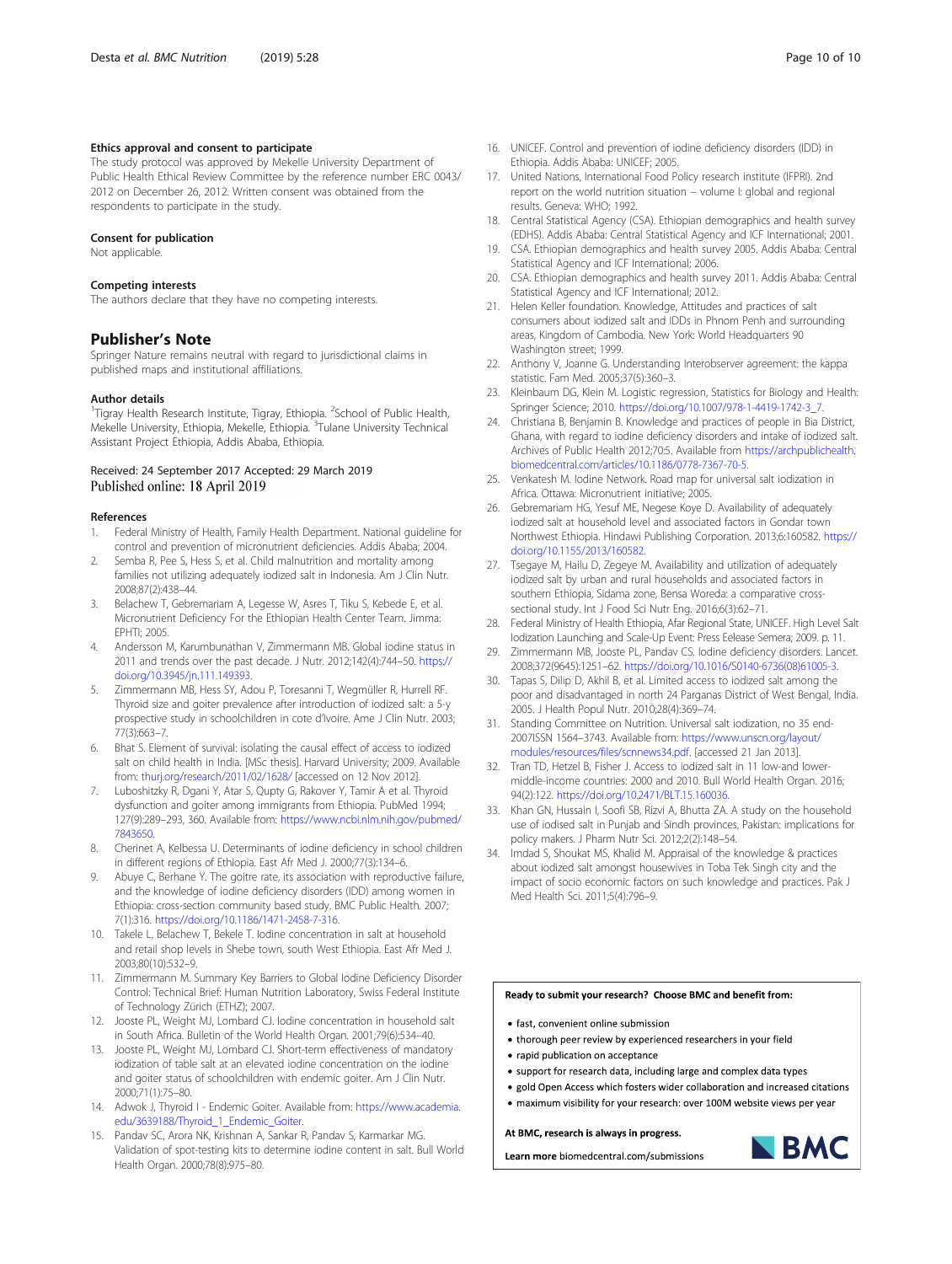### Ethics approval and consent to participate

The study protocol was approved by Mekelle University Department of Public Health Ethical Review Committee by the reference number ERC 0043/2012 on December 26, 2012. Written consent was obtained from the respondents to participate in the study.

### Consent for publication

Not applicable.

### Competing interests

The authors declare that they have no competing interests.

## Publisher's Note

Springer Nature remains neutral with regard to jurisdictional claims in published maps and institutional affiliations.

### Author details

[1]Tigray Health Research Institute, Tigray, Ethiopia. [2]School of Public Health, Mekelle University, Ethiopia, Mekelle, Ethiopia. [3]Tulane University Technical Assistant Project Ethiopia, Addis Ababa, Ethiopia.

Received: 24 September 2017 Accepted: 29 March 2019
Published online: 18 April 2019

### References

1. Federal Ministry of Health, Family Health Department. National guideline for control and prevention of micronutrient deficiencies. Addis Ababa; 2004.
2. Semba R, Pee S, Hess S, et al. Child malnutrition and mortality among families not utilizing adequately iodized salt in Indonesia. Am J Clin Nutr. 2008;87(2):438–44.
3. Belachew T, Gebremariam A, Legesse W, Asres T, Tiku S, Kebede E, et al. Micronutrient Deficiency For the Ethiopian Health Center Team. Jimma: EPHTI; 2005.
4. Andersson M, Karumbunathan V, Zimmermann MB. Global iodine status in 2011 and trends over the past decade. J Nutr. 2012;142(4):744–50. https://doi.org/10.3945/jn.111.149393.
5. Zimmermann MB, Hess SY, Adou P, Toresanni T, Wegmüller R, Hurrell RF. Thyroid size and goiter prevalence after introduction of iodized salt: a 5-y prospective study in schoolchildren in cote d'Ivoire. Ame J Clin Nutr. 2003;77(3):663–7.
6. Bhat S. Element of survival: isolating the causal effect of access to iodized salt on child health in India. [MSc thesis]. Harvard University; 2009. Available from: thurj.org/research/2011/02/1628/ [accessed on 12 Nov 2012].
7. Luboshitzky R, Dgani Y, Atar S, Qupty G, Rakover Y, Tamir A et al. Thyroid dysfunction and goiter among immigrants from Ethiopia. PubMed 1994; 127(9):289–293, 360. Available from: https://www.ncbi.nlm.nih.gov/pubmed/7843650.
8. Cherinet A, Kelbessa U. Determinants of iodine deficiency in school children in different regions of Ethiopia. East Afr Med J. 2000;77(3):134–6.
9. Abuye C, Berhane Y. The goitre rate, its association with reproductive failure, and the knowledge of iodine deficiency disorders (IDD) among women in Ethiopia: cross-section community based study. BMC Public Health. 2007; 7(1):316. https://doi.org/10.1186/1471-2458-7-316.
10. Takele L, Belachew T, Bekele T. Iodine concentration in salt at household and retail shop levels in Shebe town, south West Ethiopia. East Afr Med J. 2003;80(10):532–9.
11. Zimmermann M. Summary Key Barriers to Global Iodine Deficiency Disorder Control: Technical Brief: Human Nutrition Laboratory, Swiss Federal Institute of Technology Zürich (ETHZ); 2007.
12. Jooste PL, Weight MJ, Lombard CJ. Iodine concentration in household salt in South Africa. Bulletin of the World Health Organ. 2001;79(6):534–40.
13. Jooste PL, Weight MJ, Lombard CJ. Short-term effectiveness of mandatory iodization of table salt at an elevated iodine concentration on the iodine and goiter status of schoolchildren with endemic goiter. Am J Clin Nutr. 2000;71(1):75–80.
14. Adwok J, Thyroid I - Endemic Goiter. Available from: https://www.academia.edu/3639188/Thyroid_1_Endemic_Goiter.
15. Pandav SC, Arora NK, Krishnan A, Sankar R, Pandav S, Karmarkar MG. Validation of spot-testing kits to determine iodine content in salt. Bull World Health Organ. 2000;78(8):975–80.
16. UNICEF. Control and prevention of iodine deficiency disorders (IDD) in Ethiopia. Addis Ababa: UNICEF; 2005.
17. United Nations, International Food Policy research institute (IFPRI). 2nd report on the world nutrition situation – volume I: global and regional results. Geneva: WHO; 1992.
18. Central Statistical Agency (CSA). Ethiopian demographics and health survey (EDHS). Addis Ababa: Central Statistical Agency and ICF International; 2001.
19. CSA. Ethiopian demographics and health survey 2005. Addis Ababa: Central Statistical Agency and ICF International; 2006.
20. CSA. Ethiopian demographics and health survey 2011. Addis Ababa: Central Statistical Agency and ICF International; 2012.
21. Helen Keller foundation. Knowledge, Attitudes and practices of salt consumers about iodized salt and IDDs in Phnom Penh and surrounding areas, Kingdom of Cambodia. New York: World Headquarters 90 Washington street; 1999.
22. Anthony V, Joanne G. Understanding Interobserver agreement: the kappa statistic. Fam Med. 2005;37(5):360–3.
23. Kleinbaum DG, Klein M. Logistic regression, Statistics for Biology and Health: Springer Science; 2010. https://doi.org/10.1007/978-1-4419-1742-3_7.
24. Christiana B, Benjamin B. Knowledge and practices of people in Bia District, Ghana, with regard to iodine deficiency disorders and intake of iodized salt. Archives of Public Health 2012;70:5. Available from https://archpublichealth.biomedcentral.com/articles/10.1186/0778-7367-70-5.
25. Venkatesh M. Iodine Network. Road map for universal salt iodization in Africa. Ottawa: Micronutrient initiative; 2005.
26. Gebremariam HG, Yesuf ME, Negese Koye D. Availability of adequately iodized salt at household level and associated factors in Gondar town Northwest Ethiopia. Hindawi Publishing Corporation. 2013;6:160582. https://doi.org/10.1155/2013/160582.
27. Tsegaye M, Hailu D, Zegeye M. Availability and utilization of adequately iodized salt by urban and rural households and associated factors in southern Ethiopia, Sidama zone, Bensa Woreda: a comparative cross-sectional study. Int J Food Sci Nutr Eng. 2016;6(3):62–71.
28. Federal Ministry of Health Ethiopia, Afar Regional State, UNICEF. High Level Salt Iodization Launching and Scale-Up Event: Press Eelease Semera; 2009. p. 11.
29. Zimmermann MB, Jooste PL, Pandav CS. Iodine deficiency disorders. Lancet. 2008;372(9645):1251–62. https://doi.org/10.1016/S0140-6736(08)61005-3.
30. Tapas S, Dilip D, Akhil B, et al. Limited access to iodized salt among the poor and disadvantaged in north 24 Parganas District of West Bengal, India. 2005. J Health Popul Nutr. 2010;28(4):369–74.
31. Standing Committee on Nutrition. Universal salt iodization, no 35 end-2007ISSN 1564–3743. Available from: https://www.unscn.org/layout/modules/resources/files/scnnews34.pdf. [accessed 21 Jan 2013].
32. Tran TD, Hetzel B, Fisher J. Access to iodized salt in 11 low-and lower-middle-income countries: 2000 and 2010. Bull World Health Organ. 2016; 94(2):122. https://doi.org/10.2471/BLT.15.160036.
33. Khan GN, Hussain I, Soofi SB, Rizvi A, Bhutta ZA. A study on the household use of iodised salt in Punjab and Sindh provinces, Pakistan: implications for policy makers. J Pharm Nutr Sci. 2012;2(2):148–54.
34. Imdad S, Shoukat MS, Khalid M. Appraisal of the knowledge & practices about iodized salt amongst housewives in Toba Tek Singh city and the impact of socio economic factors on such knowledge and practices. Pak J Med Health Sci. 2011;5(4):796–9.

**Ready to submit your research? Choose BMC and benefit from:**

- fast, convenient online submission
- thorough peer review by experienced researchers in your field
- rapid publication on acceptance
- support for research data, including large and complex data types
- gold Open Access which fosters wider collaboration and increased citations
- maximum visibility for your research: over 100M website views per year

**At BMC, research is always in progress.**

**Learn more** biomedcentral.com/submissions

BMC